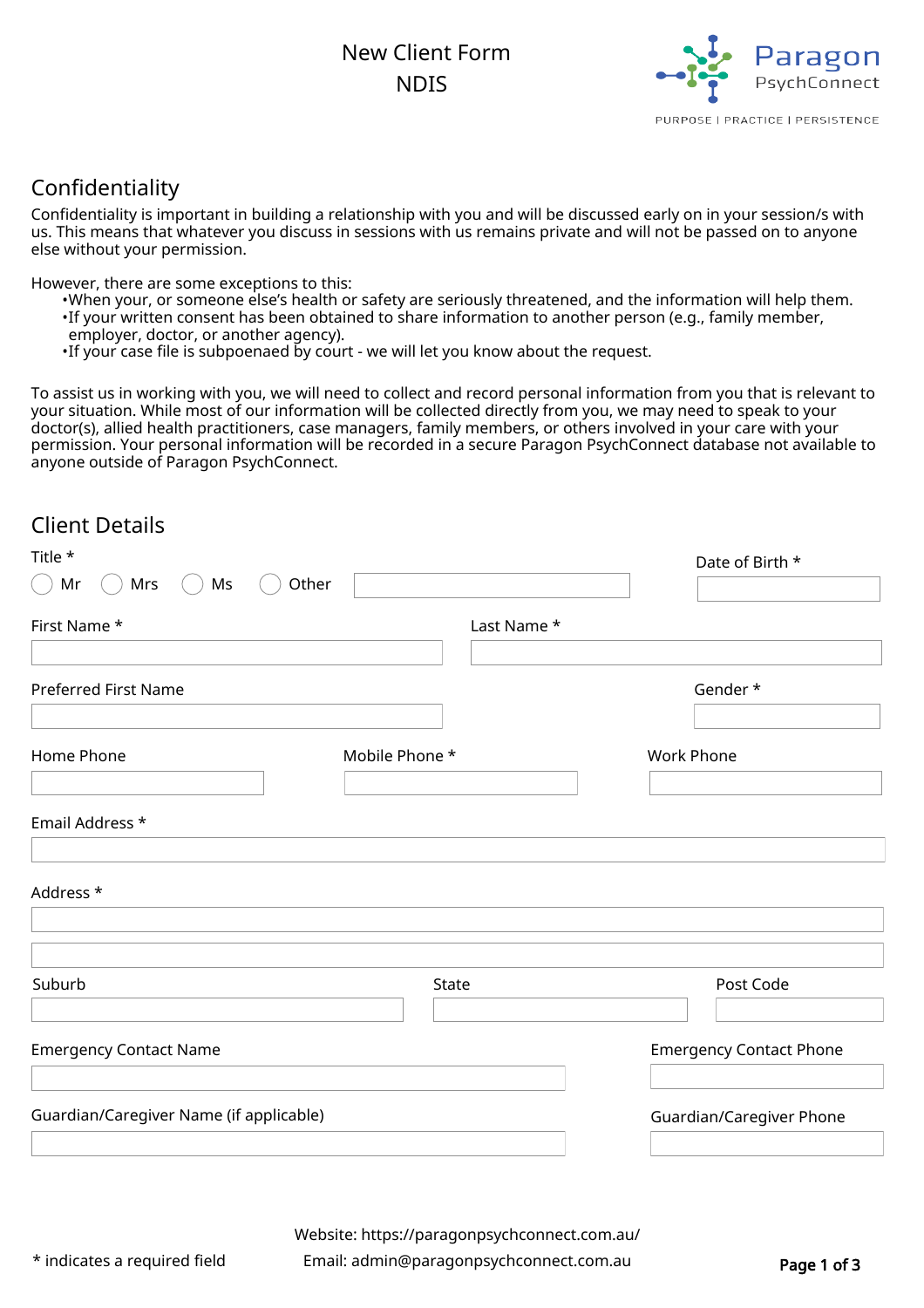# New Client Form
# NDIS

Paragon PsychConnect

PURPOSE | PRACTICE | PERSISTENCE

## Confidentiality

Confidentiality is important in building a relationship with you and will be discussed early on in your session/s with us. This means that whatever you discuss in sessions with us remains private and will not be passed on to anyone else without your permission.

However, there are some exceptions to this:

- When your, or someone else's health or safety are seriously threatened, and the information will help them.
- If your written consent has been obtained to share information to another person (e.g., family member, employer, doctor, or another agency).
- If your case file is subpoenaed by court - we will let you know about the request.

To assist us in working with you, we will need to collect and record personal information from you that is relevant to your situation. While most of our information will be collected directly from you, we may need to speak to your doctor(s), allied health practitioners, case managers, family members, or others involved in your care with your permission. Your personal information will be recorded in a secure Paragon PsychConnect database not available to anyone outside of Paragon PsychConnect.

## Client Details

Title *

○ Mr ○ Mrs ○ Ms ○ Other ____________

Date of Birth * ____________

First Name * ____________

Last Name * ____________

Preferred First Name ____________

Gender * ____________

Home Phone ____________

Mobile Phone * ____________

Work Phone ____________

Email Address * ____________

Address * ____________

____________

Suburb ____________

State ____________

Post Code ____________

Emergency Contact Name ____________

Emergency Contact Phone ____________

Guardian/Caregiver Name (if applicable) ____________

Guardian/Caregiver Phone ____________

\* indicates a required field

Website: https://paragonpsychconnect.com.au/

Email: admin@paragonpsychconnect.com.au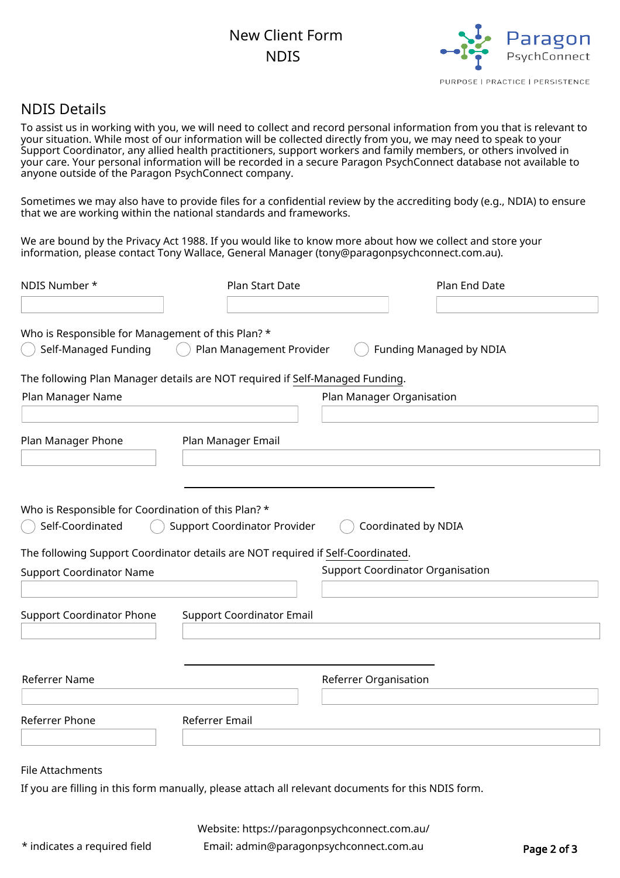# New Client Form
# NDIS

Paragon PsychConnect

PURPOSE | PRACTICE | PERSISTENCE

## NDIS Details

To assist us in working with you, we will need to collect and record personal information from you that is relevant to your situation. While most of our information will be collected directly from you, we may need to speak to your Support Coordinator, any allied health practitioners, support workers and family members, or others involved in your care. Your personal information will be recorded in a secure Paragon PsychConnect database not available to anyone outside of the Paragon PsychConnect company.

Sometimes we may also have to provide files for a confidential review by the accrediting body (e.g., NDIA) to ensure that we are working within the national standards and frameworks.

We are bound by the Privacy Act 1988. If you would like to know more about how we collect and store your information, please contact Tony Wallace, General Manager (tony@paragonpsychconnect.com.au).

NDIS Number * ______ Plan Start Date ______ Plan End Date ______

Who is Responsible for Management of this Plan? *

- ◯ Self-Managed Funding
- ◯ Plan Management Provider
- ◯ Funding Managed by NDIA

The following Plan Manager details are NOT required if Self-Managed Funding.

Plan Manager Name ______ Plan Manager Organisation ______

Plan Manager Phone ______ Plan Manager Email ______

---

Who is Responsible for Coordination of this Plan? *

- ◯ Self-Coordinated
- ◯ Support Coordinator Provider
- ◯ Coordinated by NDIA

The following Support Coordinator details are NOT required if Self-Coordinated.

Support Coordinator Name ______ Support Coordinator Organisation ______

Support Coordinator Phone ______ Support Coordinator Email ______

---

Referrer Name ______ Referrer Organisation ______

Referrer Phone ______ Referrer Email ______

File Attachments

If you are filling in this form manually, please attach all relevant documents for this NDIS form.

\* indicates a required field

Website: https://paragonpsychconnect.com.au/
Email: admin@paragonpsychconnect.com.au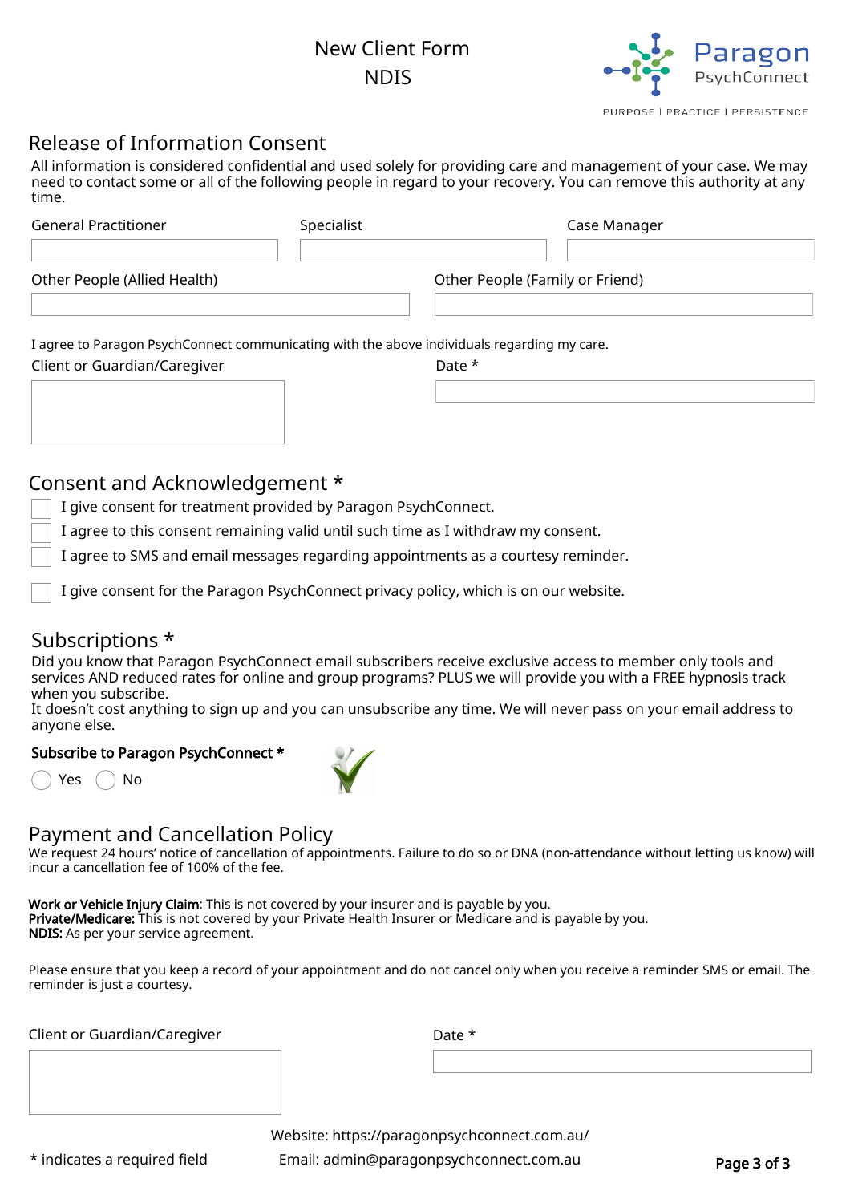New Client Form

NDIS

Paragon PsychConnect

PURPOSE | PRACTICE | PERSISTENCE

## Release of Information Consent

All information is considered confidential and used solely for providing care and management of your case. We may need to contact some or all of the following people in regard to your recovery. You can remove this authority at any time.

General Practitioner

Specialist

Case Manager

Other People (Allied Health)

Other People (Family or Friend)

I agree to Paragon PsychConnect communicating with the above individuals regarding my care.

Client or Guardian/Caregiver

Date *

## Consent and Acknowledgement *

- [ ] I give consent for treatment provided by Paragon PsychConnect.
- [ ] I agree to this consent remaining valid until such time as I withdraw my consent.
- [ ] I agree to SMS and email messages regarding appointments as a courtesy reminder.
- [ ] I give consent for the Paragon PsychConnect privacy policy, which is on our website.

## Subscriptions *

Did you know that Paragon PsychConnect email subscribers receive exclusive access to member only tools and services AND reduced rates for online and group programs? PLUS we will provide you with a FREE hypnosis track when you subscribe.
It doesn't cost anything to sign up and you can unsubscribe any time. We will never pass on your email address to anyone else.

**Subscribe to Paragon PsychConnect ***

( ) Yes ( ) No

## Payment and Cancellation Policy

We request 24 hours' notice of cancellation of appointments. Failure to do so or DNA (non-attendance without letting us know) will incur a cancellation fee of 100% of the fee.

**Work or Vehicle Injury Claim**: This is not covered by your insurer and is payable by you.
**Private/Medicare:** This is not covered by your Private Health Insurer or Medicare and is payable by you.
**NDIS:** As per your service agreement.

Please ensure that you keep a record of your appointment and do not cancel only when you receive a reminder SMS or email. The reminder is just a courtesy.

Client or Guardian/Caregiver

Date *

* indicates a required field

Website: https://paragonpsychconnect.com.au/

Email: admin@paragonpsychconnect.com.au